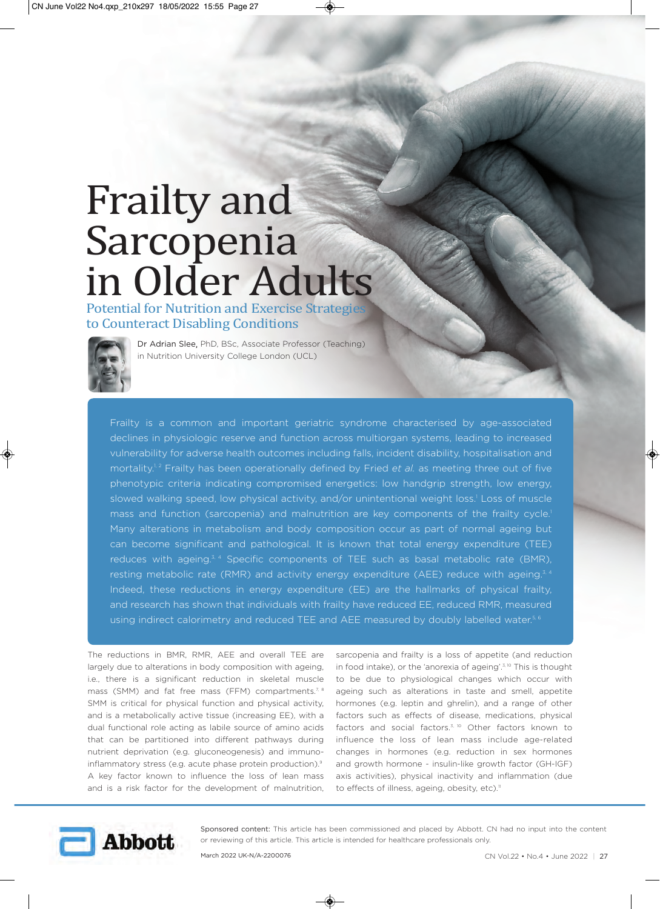# Frailty and Sarcopenia in Older Adults

## Potential for Nutrition and Exercise Strategies to Counteract Disabling Conditions

Dr Adrian Slee, PhD, BSc, Associate Professor (Teaching) in Nutrition University College London (UCL)

Frailty is a common and important geriatric syndrome characterised by age-associated declines in physiologic reserve and function across multiorgan systems, leading to increased vulnerability for adverse health outcomes including falls, incident disability, hospitalisation and mortality.[1,2] Frailty has been operationally defined by Fried *et al.* as meeting three out of five phenotypic criteria indicating compromised energetics: low handgrip strength, low energy, slowed walking speed, low physical activity, and/or unintentional weight loss.[1] Loss of muscle mass and function (sarcopenia) and malnutrition are key components of the frailty cycle.[1] Many alterations in metabolism and body composition occur as part of normal ageing but can become significant and pathological. It is known that total energy expenditure (TEE) reduces with ageing.[3,4] Specific components of TEE such as basal metabolic rate (BMR), resting metabolic rate (RMR) and activity energy expenditure (AEE) reduce with ageing.[3,4] Indeed, these reductions in energy expenditure (EE) are the hallmarks of physical frailty, and research has shown that individuals with frailty have reduced EE, reduced RMR, measured using indirect calorimetry and reduced TEE and AEE measured by doubly labelled water.[5,6]

The reductions in BMR, RMR, AEE and overall TEE are largely due to alterations in body composition with ageing, i.e., there is a significant reduction in skeletal muscle mass (SMM) and fat free mass (FFM) compartments.[7,8] SMM is critical for physical function and physical activity, and is a metabolically active tissue (increasing EE), with a dual functional role acting as labile source of amino acids that can be partitioned into different pathways during nutrient deprivation (e.g. gluconeogenesis) and immuno-inflammatory stress (e.g. acute phase protein production).[9] A key factor known to influence the loss of lean mass and is a risk factor for the development of malnutrition, sarcopenia and frailty is a loss of appetite (and reduction in food intake), or the 'anorexia of ageing'.[3,10] This is thought to be due to physiological changes which occur with ageing such as alterations in taste and smell, appetite hormones (e.g. leptin and ghrelin), and a range of other factors such as effects of disease, medications, physical factors and social factors.[3,10] Other factors known to influence the loss of lean mass include age-related changes in hormones (e.g. reduction in sex hormones and growth hormone - insulin-like growth factor (GH-IGF) axis activities), physical inactivity and inflammation (due to effects of illness, ageing, obesity, etc).[11]

Sponsored content: This article has been commissioned and placed by Abbott. CN had no input into the content or reviewing of this article. This article is intended for healthcare professionals only.

March 2022 UK-N/A-2200076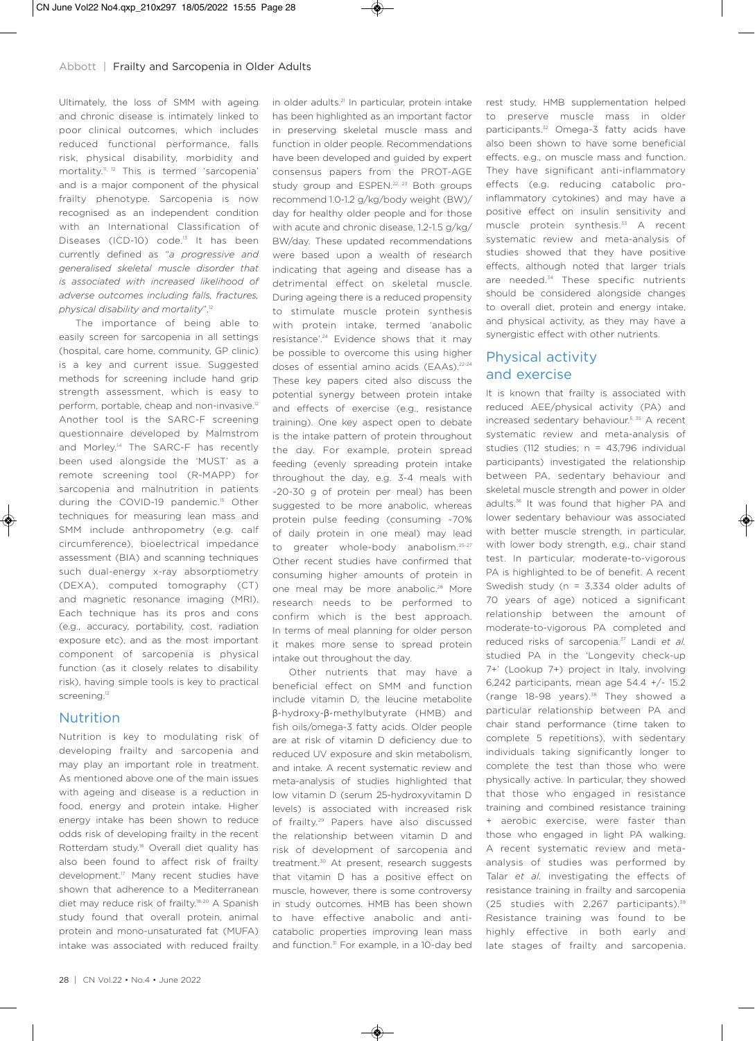Ultimately, the loss of SMM with ageing and chronic disease is intimately linked to poor clinical outcomes, which includes reduced functional performance, falls risk, physical disability, morbidity and mortality.[11, 12] This is termed 'sarcopenia' and is a major component of the physical frailty phenotype. Sarcopenia is now recognised as an independent condition with an International Classification of Diseases (ICD-10) code.[13] It has been currently defined as *"a progressive and generalised skeletal muscle disorder that is associated with increased likelihood of adverse outcomes including falls, fractures, physical disability and mortality"*.[12]

The importance of being able to easily screen for sarcopenia in all settings (hospital, care home, community, GP clinic) is a key and current issue. Suggested methods for screening include hand grip strength assessment, which is easy to perform, portable, cheap and non-invasive.[12] Another tool is the SARC-F screening questionnaire developed by Malmstrom and Morley.[14] The SARC-F has recently been used alongside the 'MUST' as a remote screening tool (R-MAPP) for sarcopenia and malnutrition in patients during the COVID-19 pandemic.[15] Other techniques for measuring lean mass and SMM include anthropometry (e.g. calf circumference), bioelectrical impedance assessment (BIA) and scanning techniques such dual-energy x-ray absorptiometry (DEXA), computed tomography (CT) and magnetic resonance imaging (MRI). Each technique has its pros and cons (e.g., accuracy, portability, cost, radiation exposure etc), and as the most important component of sarcopenia is physical function (as it closely relates to disability risk), having simple tools is key to practical screening.[12]

## Nutrition

Nutrition is key to modulating risk of developing frailty and sarcopenia and may play an important role in treatment. As mentioned above one of the main issues with ageing and disease is a reduction in food, energy and protein intake. Higher energy intake has been shown to reduce odds risk of developing frailty in the recent Rotterdam study.[16] Overall diet quality has also been found to affect risk of frailty development.[17] Many recent studies have shown that adherence to a Mediterranean diet may reduce risk of frailty.[18-20] A Spanish study found that overall protein, animal protein and mono-unsaturated fat (MUFA) intake was associated with reduced frailty in older adults.[21] In particular, protein intake has been highlighted as an important factor in preserving skeletal muscle mass and function in older people. Recommendations have been developed and guided by expert consensus papers from the PROT-AGE study group and ESPEN.[22, 23] Both groups recommend 1.0-1.2 g/kg/body weight (BW)/day for healthy older people and for those with acute and chronic disease, 1.2-1.5 g/kg/BW/day. These updated recommendations were based upon a wealth of research indicating that ageing and disease has a detrimental effect on skeletal muscle. During ageing there is a reduced propensity to stimulate muscle protein synthesis with protein intake, termed 'anabolic resistance'.[24] Evidence shows that it may be possible to overcome this using higher doses of essential amino acids (EAAs).[22-24] These key papers cited also discuss the potential synergy between protein intake and effects of exercise (e.g., resistance training). One key aspect open to debate is the intake pattern of protein throughout the day. For example, protein spread feeding (evenly spreading protein intake throughout the day, e.g. 3-4 meals with ~20-30 g of protein per meal) has been suggested to be more anabolic, whereas protein pulse feeding (consuming ~70% of daily protein in one meal) may lead to greater whole-body anabolism.[25-27] Other recent studies have confirmed that consuming higher amounts of protein in one meal may be more anabolic.[28] More research needs to be performed to confirm which is the best approach. In terms of meal planning for older person it makes more sense to spread protein intake out throughout the day.

Other nutrients that may have a beneficial effect on SMM and function include vitamin D, the leucine metabolite β-hydroxy-β-methylbutyrate (HMB) and fish oils/omega-3 fatty acids. Older people are at risk of vitamin D deficiency due to reduced UV exposure and skin metabolism, and intake. A recent systematic review and meta-analysis of studies highlighted that low vitamin D (serum 25-hydroxyvitamin D levels) is associated with increased risk of frailty.[29] Papers have also discussed the relationship between vitamin D and risk of development of sarcopenia and treatment.[30] At present, research suggests that vitamin D has a positive effect on muscle, however, there is some controversy in study outcomes. HMB has been shown to have effective anabolic and anti-catabolic properties improving lean mass and function.[31] For example, in a 10-day bed rest study, HMB supplementation helped to preserve muscle mass in older participants.[32] Omega-3 fatty acids have also been shown to have some beneficial effects, e.g., on muscle mass and function. They have significant anti-inflammatory effects (e.g. reducing catabolic pro-inflammatory cytokines) and may have a positive effect on insulin sensitivity and muscle protein synthesis.[33] A recent systematic review and meta-analysis of studies showed that they have positive effects, although noted that larger trials are needed.[34] These specific nutrients should be considered alongside changes to overall diet, protein and energy intake, and physical activity, as they may have a synergistic effect with other nutrients.

## Physical activity and exercise

It is known that frailty is associated with reduced AEE/physical activity (PA) and increased sedentary behaviour.[5, 35] A recent systematic review and meta-analysis of studies (112 studies; n = 43,796 individual participants) investigated the relationship between PA, sedentary behaviour and skeletal muscle strength and power in older adults.[36] It was found that higher PA and lower sedentary behaviour was associated with better muscle strength, in particular, with lower body strength, e.g., chair stand test. In particular, moderate-to-vigorous PA is highlighted to be of benefit. A recent Swedish study (n = 3,334 older adults of 70 years of age) noticed a significant relationship between the amount of moderate-to-vigorous PA completed and reduced risks of sarcopenia.[37] Landi *et al.* studied PA in the 'Longevity check-up 7+' (Lookup 7+) project in Italy, involving 6,242 participants, mean age 54.4 +/- 15.2 (range 18-98 years).[38] They showed a particular relationship between PA and chair stand performance (time taken to complete 5 repetitions), with sedentary individuals taking significantly longer to complete the test than those who were physically active. In particular, they showed that those who engaged in resistance training and combined resistance training + aerobic exercise, were faster than those who engaged in light PA walking. A recent systematic review and meta-analysis of studies was performed by Talar *et al.* investigating the effects of resistance training in frailty and sarcopenia (25 studies with 2,267 participants).[39] Resistance training was found to be highly effective in both early and late stages of frailty and sarcopenia.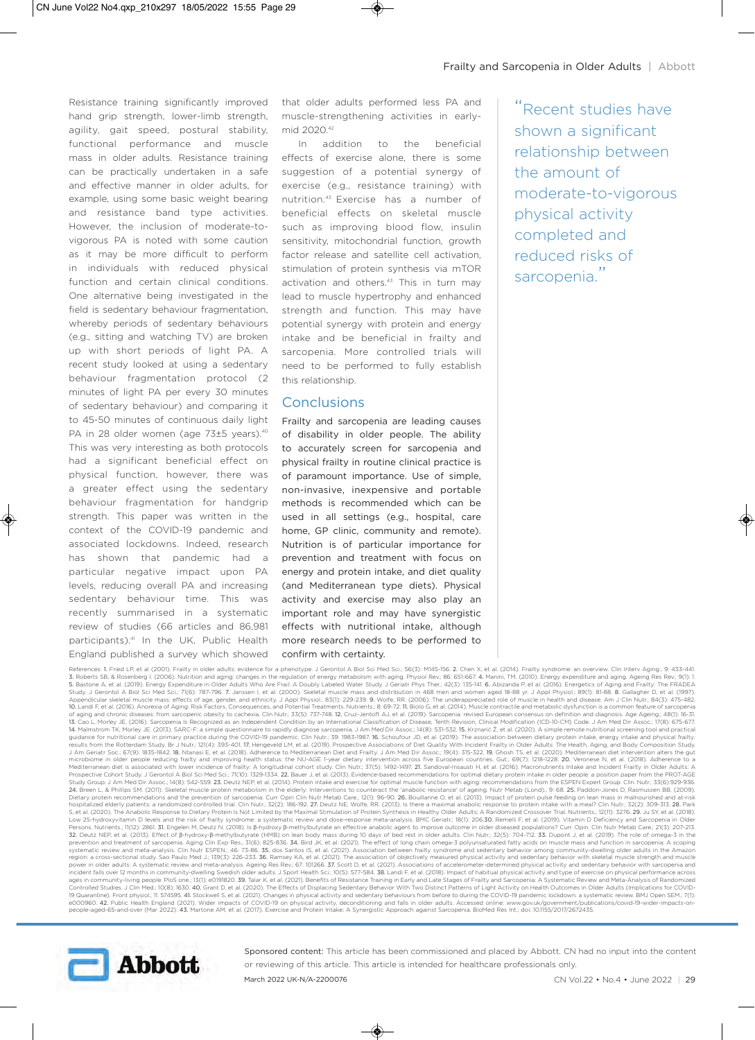Resistance training significantly improved hand grip strength, lower-limb strength, agility, gait speed, postural stability, functional performance and muscle mass in older adults. Resistance training can be practically undertaken in a safe and effective manner in older adults, for example, using some basic weight bearing and resistance band type activities. However, the inclusion of moderate-to-vigorous PA is noted with some caution as it may be more difficult to perform in individuals with reduced physical function and certain clinical conditions. One alternative being investigated in the field is sedentary behaviour fragmentation, whereby periods of sedentary behaviours (e.g., sitting and watching TV) are broken up with short periods of light PA. A recent study looked at using a sedentary behaviour fragmentation protocol (2 minutes of light PA per every 30 minutes of sedentary behaviour) and comparing it to 45-50 minutes of continuous daily light PA in 28 older women (age 73±5 years).[40] This was very interesting as both protocols had a significant beneficial effect on physical function, however, there was a greater effect using the sedentary behaviour fragmentation for handgrip strength. This paper was written in the context of the COVID-19 pandemic and associated lockdowns. Indeed, research has shown that pandemic had a particular negative impact upon PA levels, reducing overall PA and increasing sedentary behaviour time. This was recently summarised in a systematic review of studies (66 articles and 86,981 participants).[41] In the UK, Public Health England published a survey which showed that older adults performed less PA and muscle-strengthening activities in early-mid 2020.[42]

In addition to the beneficial effects of exercise alone, there is some suggestion of a potential synergy of exercise (e.g., resistance training) with nutrition.[43] Exercise has a number of beneficial effects on skeletal muscle such as improving blood flow, insulin sensitivity, mitochondrial function, growth factor release and satellite cell activation, stimulation of protein synthesis via mTOR activation and others.[43] This in turn may lead to muscle hypertrophy and enhanced strength and function. This may have potential synergy with protein and energy intake and be beneficial in frailty and sarcopenia. More controlled trials will need to be performed to fully establish this relationship.

> "Recent studies have shown a significant relationship between the amount of moderate-to-vigorous physical activity completed and reduced risks of sarcopenia."

## Conclusions

Frailty and sarcopenia are leading causes of disability in older people. The ability to accurately screen for sarcopenia and physical frailty in routine clinical practice is of paramount importance. Use of simple, non-invasive, inexpensive and portable methods is recommended which can be used in all settings (e.g., hospital, care home, GP clinic, community and remote). Nutrition is of particular importance for prevention and treatment with focus on energy and protein intake, and diet quality (and Mediterranean type diets). Physical activity and exercise may also play an important role and may have synergistic effects with nutritional intake, although more research needs to be performed to confirm with certainty.

References: 1. Fried LP, et al (2001). Frailty in older adults: evidence for a phenotype. J Gerontol A Biol Sci Med Sci.; 56(3): M145-156. 2. Chen X, et al. (2014). Frailty syndrome: an overview. Clin Interv Aging.; 9: 433-441. 3. Roberts SB, & Rosenberg I. (2006). Nutrition and aging: changes in the regulation of energy metabolism with aging. Physiol Rev.; 86: 651-667. 4. Manini, TM. (2010). Energy expenditure and aging. Ageing Res Rev.; 9(1): 1. 5. Bastone A, et al. (2019). Energy Expenditure in Older Adults Who Are Frail: A Doubly Labeled Water Study. J Geriatr Phys Ther.; 42(3): 135-141. 6. Abizanda P, et al. (2016). Energetics of Aging and Frailty: The FRADEA Study. J Gerontol A Biol Sci Med Sci.; 71(6): 787-796. 7. Janssen I, et al. (2000). Skeletal muscle mass and distribution in 468 men and women aged 18-88 yr. J Appl Physiol.; 89(1): 81-88. 8. Gallagher D, et al. (1997). Appendicular skeletal muscle mass: effects of age, gender, and ethnicity. J Appl Physiol.; 83(1): 229-239. 9. Wolfe, RR. (2006). The underappreciated role of muscle in health and disease. Am J Clin Nutr.; 84(3): 475-482. 10. Landi F, et al. (2016). Anorexia of Aging: Risk Factors, Consequences, and Potential Treatments. Nutrients.; 8: 69-72. 11. Biolo G, et al. (2014). Muscle contractile and metabolic dysfunction is a common feature of sarcopenia of aging and chronic diseases: from sarcopenic obesity to cachexia. Clin Nutr.; 33(5): 737-748. 12. Cruz-Jentoft AJ, et al. (2019). Sarcopenia: revised European consensus on definition and diagnosis. Age Ageing.; 48(1): 16-31. 13. Cao L, Morley JE. (2016). Sarcopenia Is Recognized as an Independent Condition by an International Classification of Disease, Tenth Revision, Clinical Modification (ICD-10-CM) Code. J Am Med Dir Assoc.; 17(8): 675-677. 14. Malmstrom TK, Morley JE. (2013). SARC-F: a simple questionnaire to rapidly diagnose sarcopenia. J Am Med Dir Assoc.; 14(8): 531-532. 15. Krznarić Ž, et al. (2020). A simple remote nutritional screening tool and practical guidance for nutritional care in primary practice during the COVID-19 pandemic. Clin Nutr.; 39: 1983-1987. 16. Schoufour JD, et al. (2019). The association between dietary protein intake, energy intake and physical frailty: results from the Rotterdam Study. Br J Nutr.; 121(4): 393-401. 17. Hengeveld LM, et al. (2019). Prospective Associations of Diet Quality With Incident Frailty in Older Adults: The Health, Aging, and Body Composition Study. J Am Geriatr Soc.; 67(9): 1835-1842. 18. Ntanasi E, et al. (2018). Adherence to Mediterranean Diet and Frailty. J Am Med Dir Assoc.; 19(4): 315-322. 19. Ghosh TS, et al. (2020). Mediterranean diet intervention alters the gut microbiome in older people reducing frailty and improving health status: the NU-AGE 1-year dietary intervention across five European countries. Gut.; 69(7): 1218-1228. 20. Veronese N, et al. (2018). Adherence to a Mediterranean diet is associated with lower incidence of frailty: A longitudinal cohort study. Clin Nutr.; 37(5): 1492-1497. 21. Sandoval-Insausti H, et al. (2016). Macronutrients Intake and Incident Frailty in Older Adults: A Prospective Cohort Study. J Gerontol A Biol Sci Med Sci.; 71(10): 1329-1334. 22. Bauer J, et al. (2013). Evidence-based recommendations for optimal dietary protein intake in older people: a position paper from the PROT-AGE Study Group. J Am Med Dir Assoc.; 14(8): 542-559. 23. Deutz NEP, et al. (2014). Protein intake and exercise for optimal muscle function with aging: recommendations from the ESPEN Expert Group. Clin. Nutr.; 33(6):929-936. 24. Breen L, & Phillips SM. (2011). Skeletal muscle protein metabolism in the elderly: Interventions to counteract the 'anabolic resistance' of ageing. Nutr Metab (Lond).; 9: 68. 25. Paddon-Jones D, Rasmussen BB. (2009). Dietary protein recommendations and the prevention of sarcopenia. Curr Opin Clin Nutr Metab Care.; 12(1): 86-90. 26. Bouillanne O, et al. (2013). Impact of protein pulse feeding on lean mass in malnourished and at-risk hospitalized elderly patients: a randomized controlled trial. Clin Nutr.; 32(2): 186-192. 27. Deutz NE, Wolfe, RR. (2013). Is there a maximal anabolic response to protein intake with a meal? Clin Nutr.; 32(2): 309-313. 28. Park S, et al. (2020). The Anabolic Response to Dietary Protein Is Not Limited by the Maximal Stimulation of Protein Synthesis in Healthy Older Adults: A Randomized Crossover Trial. Nutrients.; 12(11): 3276. 29. Ju SY, et al. (2018). Low 25-hydroxyvitamin D levels and the risk of frailty syndrome: a systematic review and dose-response meta-analysis. BMC Geriatr.; 18(1): 206.30. Remelli F, et al. (2019). Vitamin D Deficiency and Sarcopenia in Older Persons. Nutrients.; 11(12): 2861. 31. Engelen M, Deutz N. (2018). Is β-hydroxy β-methylbutyrate an effective anabolic agent to improve outcome in older diseased populations? Curr. Opin. Clin Nutr Metab Care.; 21(3): 207-213. 32. Deutz NEP, et al. (2013). Effect of β-hydroxy-β-methylbutyrate (HMB) on lean body mass during 10 days of bed rest in older adults. Clin Nutr.; 32(5): 704-712. 33. Dupont J, et al. (2019). The role of omega-3 in the prevention and treatment of sarcopenia. Aging Clin Exp Res.; 31(6): 825-836. 34. Bird JK, et al. (2021). The effect of long chain omega-3 polyunsaturated fatty acids on muscle mass and function in sarcopenia: A scoping systematic review and meta-analysis. Clin Nutr ESPEN.; 46: 73-86. 35. dos Santos IS, et al. (2021). Association between frailty syndrome and sedentary behavior among community-dwelling older adults in the Amazon region: a cross-sectional study. Sao Paulo Med J.; 139(3): 226-233. 36. Ramsey KA, et al. (2021). The association of objectively measured physical activity and sedentary behavior with skeletal muscle strength and muscle power in older adults: A systematic review and meta-analysis. Ageing Res Rev.; 67: 101266. 37. Scott D, et al. (2021). Associations of accelerometer-determined physical activity and sedentary behavior with sarcopenia and incident falls over 12 months in community-dwelling Swedish older adults. J Sport Health Sci.; 10(5): 577-584. 38. Landi F, et al. (2018). Impact of habitual physical activity and type of exercise on physical performance across ages in community-living people. PloS one.; 13(1): e0191820. 39. Talar K, et al. (2021). Benefits of Resistance Training in Early and Late Stages of Frailty and Sarcopenia: A Systematic Review and Meta-Analysis of Randomized Controlled Studies. J Clin Med.; 10(8): 1630. 40. Grant D, et al. (2020). The Effects of Displacing Sedentary Behavior With Two Distinct Patterns of Light Activity on Health Outcomes in Older Adults (Implications for COVID-19 Quarantine). Front physiol.; 11: 574595. 41. Stockwell S, et al. (2021). Changes in physical activity and sedentary behaviours from before to during the COVID-19 pandemic lockdown: a systematic review. BMJ Open SEM.; 7(1): e000960. 42. Public Health England (2021). Wider impacts of COVID-19 on physical activity, deconditioning and falls in older adults. Accessed online: www.gov.uk/government/publications/covid-19-wider-impacts-on-people-aged-65-and-over (Mar 2022). 43. Martone AM, et al. (2017). Exercise and Protein Intake: A Synergistic Approach against Sarcopenia. BioMed Res Int.; doi: 10.1155/2017/2672435.

Abbott

Sponsored content: This article has been commissioned and placed by Abbott. CN had no input into the content or reviewing of this article. This article is intended for healthcare professionals only.

March 2022 UK-N/A-2200076